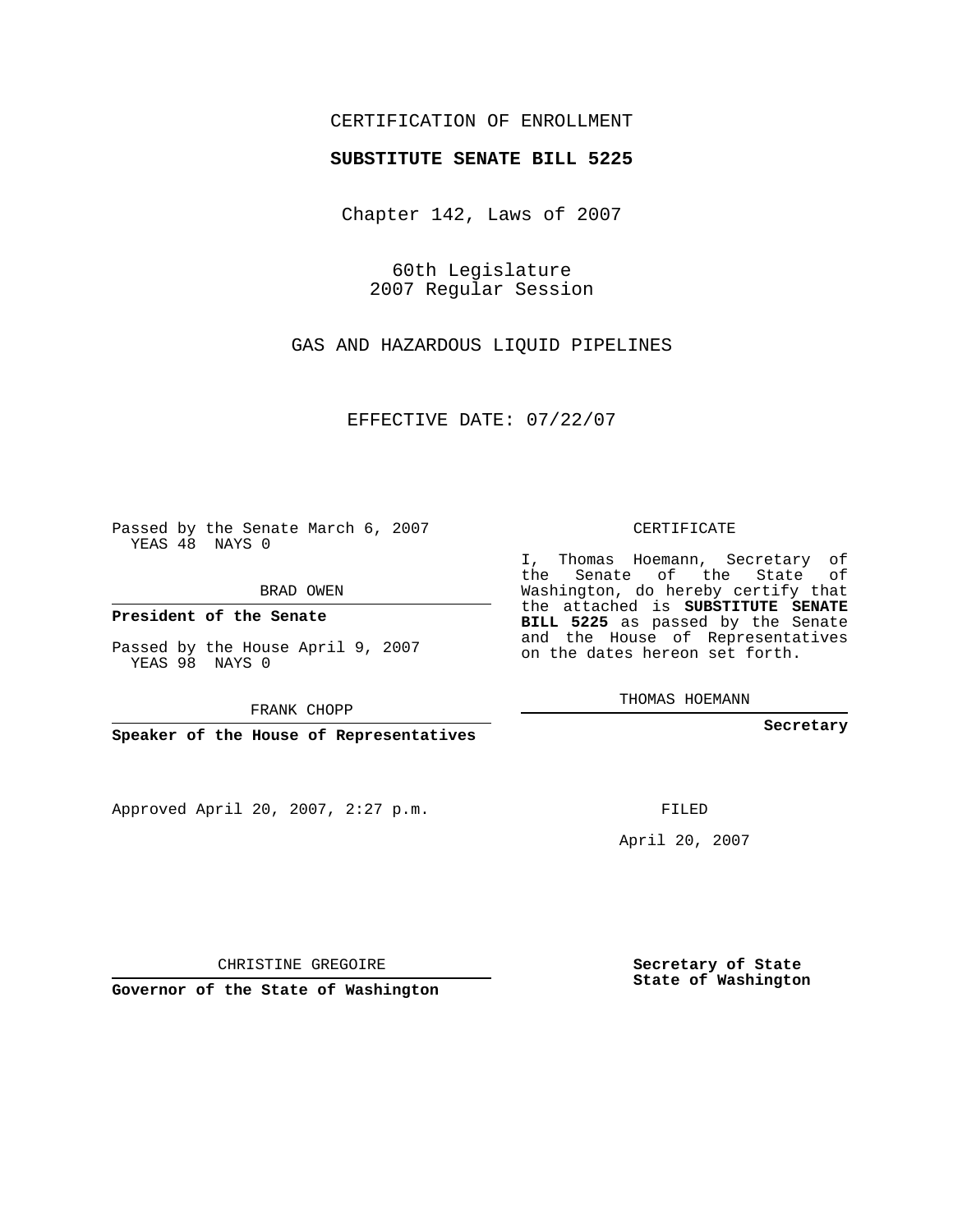CERTIFICATION OF ENROLLMENT

**SUBSTITUTE SENATE BILL 5225**

Chapter 142, Laws of 2007

60th Legislature
2007 Regular Session

GAS AND HAZARDOUS LIQUID PIPELINES

EFFECTIVE DATE: 07/22/07

Passed by the Senate March 6, 2007
YEAS 48 NAYS 0

BRAD OWEN

**President of the Senate**

Passed by the House April 9, 2007
YEAS 98 NAYS 0

FRANK CHOPP

**Speaker of the House of Representatives**

Approved April 20, 2007, 2:27 p.m.

CHRISTINE GREGOIRE

**Governor of the State of Washington**

CERTIFICATE

I, Thomas Hoemann, Secretary of the Senate of the State of Washington, do hereby certify that the attached is **SUBSTITUTE SENATE BILL 5225** as passed by the Senate and the House of Representatives on the dates hereon set forth.

THOMAS HOEMANN

**Secretary**

FILED

April 20, 2007

**Secretary of State**
**State of Washington**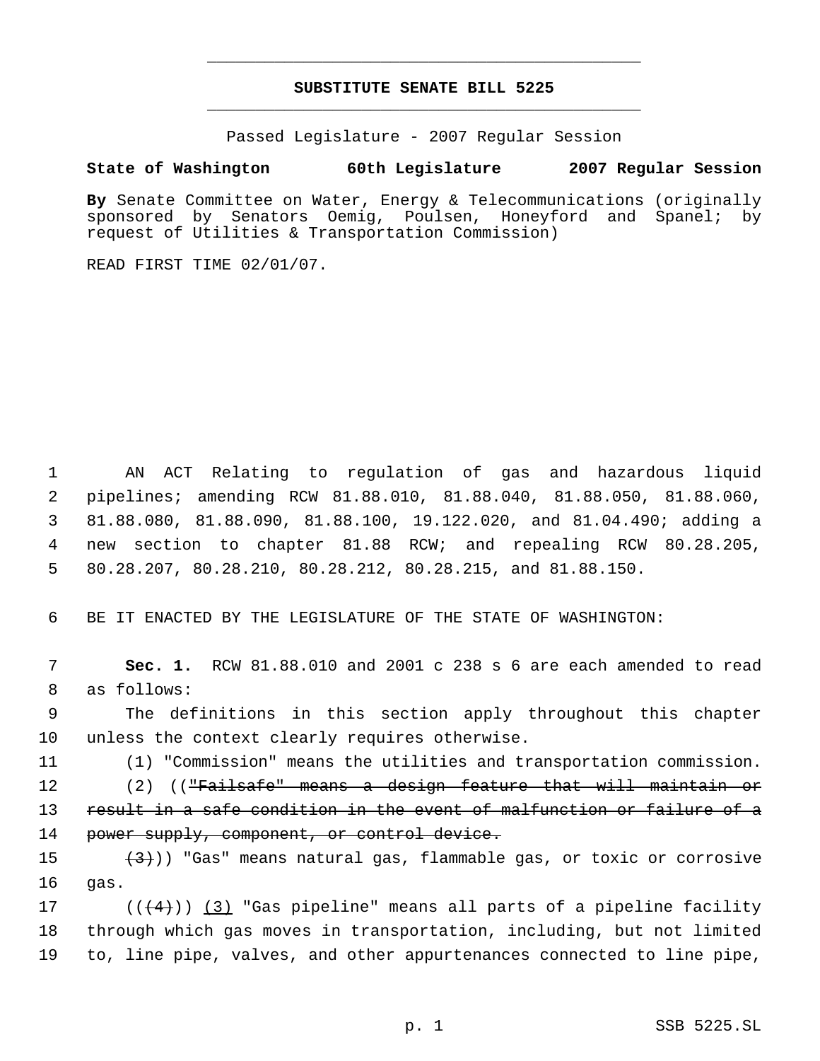# SUBSTITUTE SENATE BILL 5225

Passed Legislature - 2007 Regular Session

**State of Washington 60th Legislature 2007 Regular Session**

**By** Senate Committee on Water, Energy & Telecommunications (originally sponsored by Senators Oemig, Poulsen, Honeyford and Spanel; by request of Utilities & Transportation Commission)

READ FIRST TIME 02/01/07.

AN ACT Relating to regulation of gas and hazardous liquid pipelines; amending RCW 81.88.010, 81.88.040, 81.88.050, 81.88.060, 81.88.080, 81.88.090, 81.88.100, 19.122.020, and 81.04.490; adding a new section to chapter 81.88 RCW; and repealing RCW 80.28.205, 80.28.207, 80.28.210, 80.28.212, 80.28.215, and 81.88.150.

BE IT ENACTED BY THE LEGISLATURE OF THE STATE OF WASHINGTON:

**Sec. 1.** RCW 81.88.010 and 2001 c 238 s 6 are each amended to read as follows:

The definitions in this section apply throughout this chapter unless the context clearly requires otherwise.

(1) "Commission" means the utilities and transportation commission.

(2) ((~~"Failsafe" means a design feature that will maintain or result in a safe condition in the event of malfunction or failure of a power supply, component, or control device.~~

~~(3)~~)) "Gas" means natural gas, flammable gas, or toxic or corrosive gas.

((~~(4)~~)) <u>(3)</u> "Gas pipeline" means all parts of a pipeline facility through which gas moves in transportation, including, but not limited to, line pipe, valves, and other appurtenances connected to line pipe,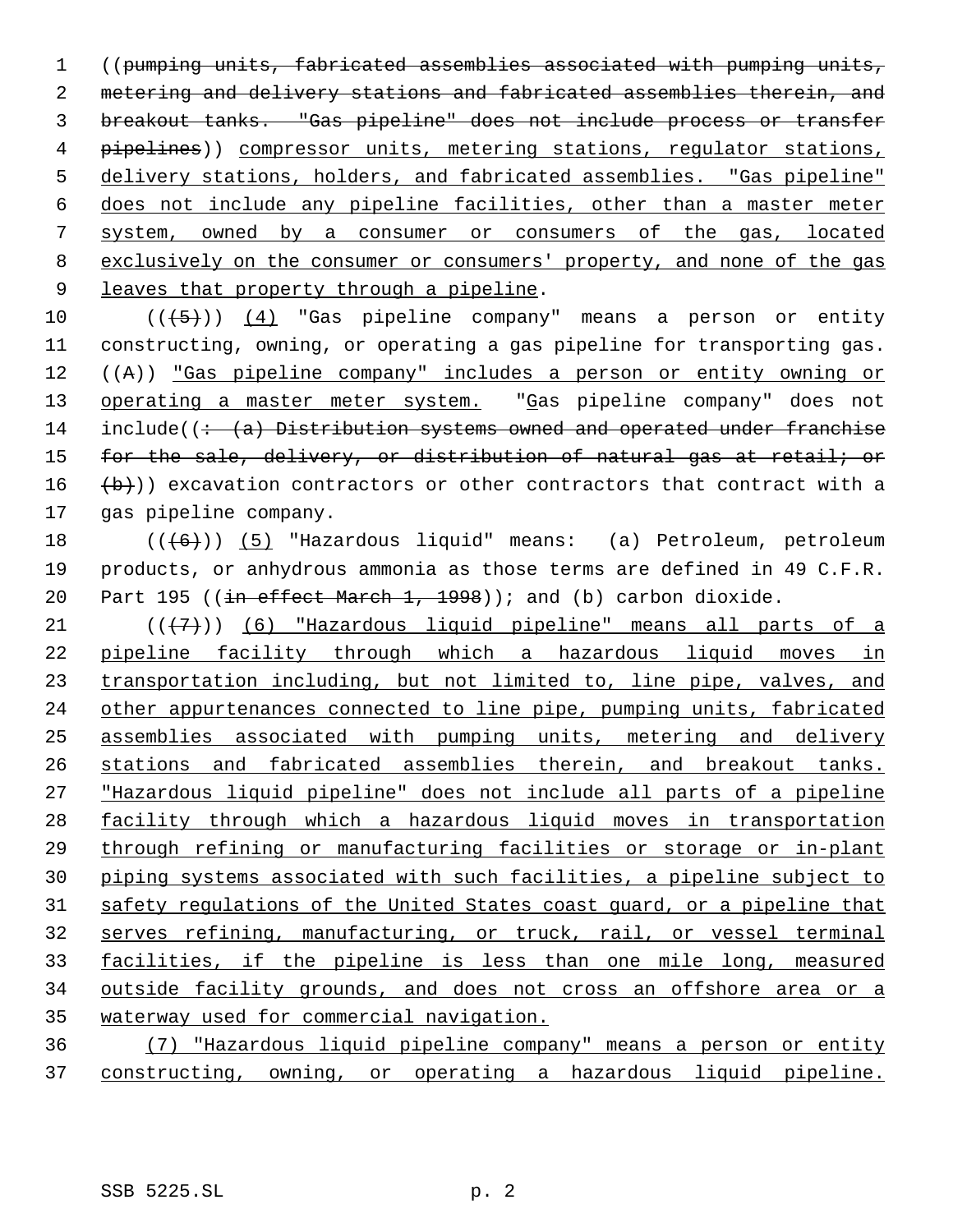((~~pumping units, fabricated assemblies associated with pumping units, metering and delivery stations and fabricated assemblies therein, and breakout tanks. "Gas pipeline" does not include process or transfer pipelines~~)) compressor units, metering stations, regulator stations, delivery stations, holders, and fabricated assemblies. "Gas pipeline" does not include any pipeline facilities, other than a master meter system, owned by a consumer or consumers of the gas, located exclusively on the consumer or consumers' property, and none of the gas leaves that property through a pipeline.

((~~(5)~~)) (4) "Gas pipeline company" means a person or entity constructing, owning, or operating a gas pipeline for transporting gas. ((~~A~~)) "Gas pipeline company" includes a person or entity owning or operating a master meter system. "Gas pipeline company" does not include((~~: (a) Distribution systems owned and operated under franchise for the sale, delivery, or distribution of natural gas at retail; or (b)~~)) excavation contractors or other contractors that contract with a gas pipeline company.

((~~(6)~~)) (5) "Hazardous liquid" means: (a) Petroleum, petroleum products, or anhydrous ammonia as those terms are defined in 49 C.F.R. Part 195 ((~~in effect March 1, 1998~~)); and (b) carbon dioxide.

((~~(7)~~)) (6) "Hazardous liquid pipeline" means all parts of a pipeline facility through which a hazardous liquid moves in transportation including, but not limited to, line pipe, valves, and other appurtenances connected to line pipe, pumping units, fabricated assemblies associated with pumping units, metering and delivery stations and fabricated assemblies therein, and breakout tanks. "Hazardous liquid pipeline" does not include all parts of a pipeline facility through which a hazardous liquid moves in transportation through refining or manufacturing facilities or storage or in-plant piping systems associated with such facilities, a pipeline subject to safety regulations of the United States coast guard, or a pipeline that serves refining, manufacturing, or truck, rail, or vessel terminal facilities, if the pipeline is less than one mile long, measured outside facility grounds, and does not cross an offshore area or a waterway used for commercial navigation.

(7) "Hazardous liquid pipeline company" means a person or entity constructing, owning, or operating a hazardous liquid pipeline.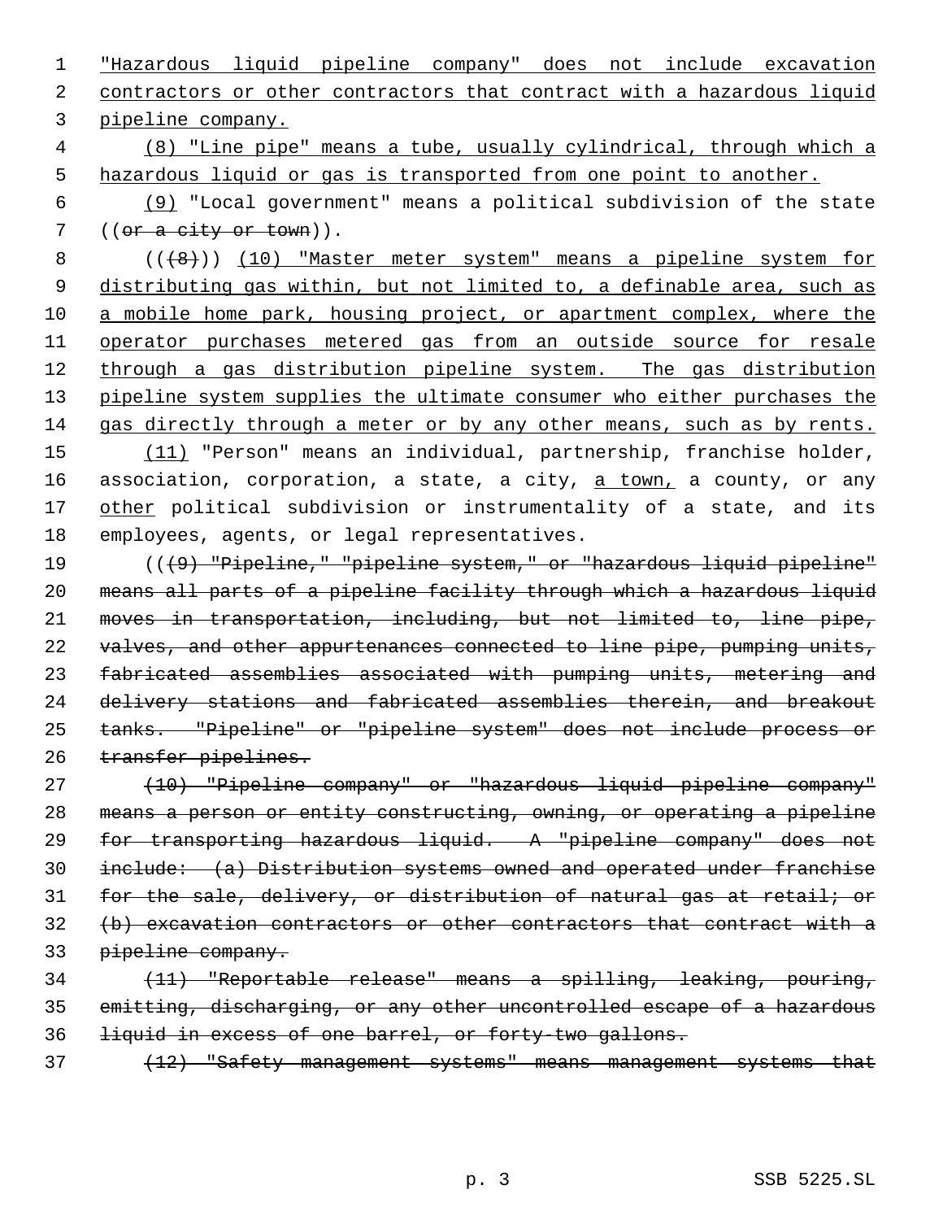"Hazardous liquid pipeline company" does not include excavation contractors or other contractors that contract with a hazardous liquid pipeline company.

(8) "Line pipe" means a tube, usually cylindrical, through which a hazardous liquid or gas is transported from one point to another.

(9) "Local government" means a political subdivision of the state ((~~or a city or town~~)).

((~~(8)~~)) (10) "Master meter system" means a pipeline system for distributing gas within, but not limited to, a definable area, such as a mobile home park, housing project, or apartment complex, where the operator purchases metered gas from an outside source for resale through a gas distribution pipeline system. The gas distribution pipeline system supplies the ultimate consumer who either purchases the gas directly through a meter or by any other means, such as by rents.

(11) "Person" means an individual, partnership, franchise holder, association, corporation, a state, a city, a town, a county, or any other political subdivision or instrumentality of a state, and its employees, agents, or legal representatives.

((~~(9) "Pipeline," "pipeline system," or "hazardous liquid pipeline" means all parts of a pipeline facility through which a hazardous liquid moves in transportation, including, but not limited to, line pipe, valves, and other appurtenances connected to line pipe, pumping units, fabricated assemblies associated with pumping units, metering and delivery stations and fabricated assemblies therein, and breakout tanks. "Pipeline" or "pipeline system" does not include process or transfer pipelines.~~

~~(10) "Pipeline company" or "hazardous liquid pipeline company" means a person or entity constructing, owning, or operating a pipeline for transporting hazardous liquid. A "pipeline company" does not include: (a) Distribution systems owned and operated under franchise for the sale, delivery, or distribution of natural gas at retail; or (b) excavation contractors or other contractors that contract with a pipeline company.~~

~~(11) "Reportable release" means a spilling, leaking, pouring, emitting, discharging, or any other uncontrolled escape of a hazardous liquid in excess of one barrel, or forty-two gallons.~~

~~(12) "Safety management systems" means management systems that~~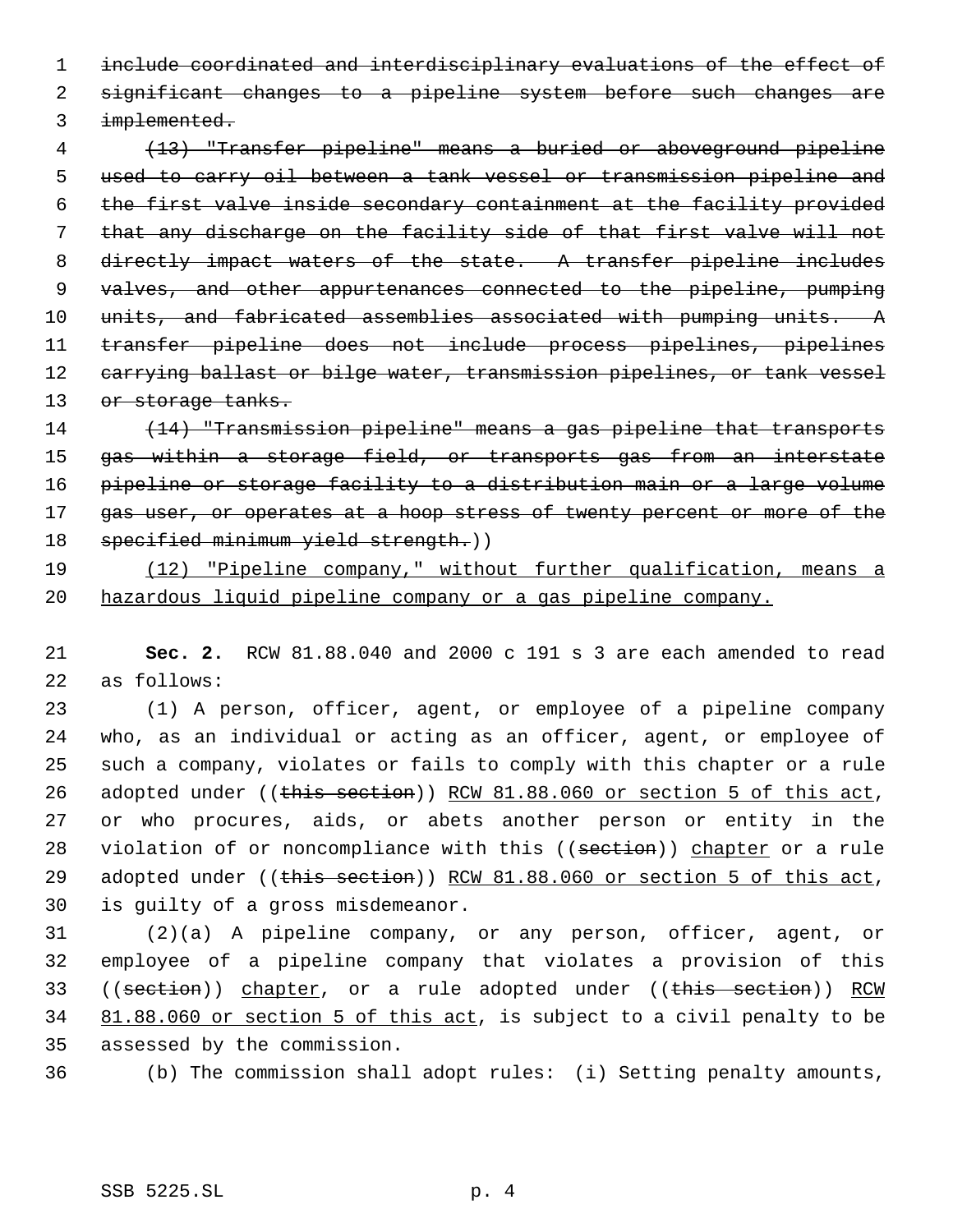~~include coordinated and interdisciplinary evaluations of the effect of significant changes to a pipeline system before such changes are implemented.~~

~~(13) "Transfer pipeline" means a buried or aboveground pipeline used to carry oil between a tank vessel or transmission pipeline and the first valve inside secondary containment at the facility provided that any discharge on the facility side of that first valve will not directly impact waters of the state. A transfer pipeline includes valves, and other appurtenances connected to the pipeline, pumping units, and fabricated assemblies associated with pumping units. A transfer pipeline does not include process pipelines, pipelines carrying ballast or bilge water, transmission pipelines, or tank vessel or storage tanks.~~

~~(14) "Transmission pipeline" means a gas pipeline that transports gas within a storage field, or transports gas from an interstate pipeline or storage facility to a distribution main or a large volume gas user, or operates at a hoop stress of twenty percent or more of the specified minimum yield strength.~~))

<u>(12) "Pipeline company," without further qualification, means a hazardous liquid pipeline company or a gas pipeline company.</u>

**Sec. 2.** RCW 81.88.040 and 2000 c 191 s 3 are each amended to read as follows:

(1) A person, officer, agent, or employee of a pipeline company who, as an individual or acting as an officer, agent, or employee of such a company, violates or fails to comply with this chapter or a rule adopted under ((~~this section~~)) <u>RCW 81.88.060 or section 5 of this act</u>, or who procures, aids, or abets another person or entity in the violation of or noncompliance with this ((~~section~~)) <u>chapter</u> or a rule adopted under ((~~this section~~)) <u>RCW 81.88.060 or section 5 of this act</u>, is guilty of a gross misdemeanor.

(2)(a) A pipeline company, or any person, officer, agent, or employee of a pipeline company that violates a provision of this ((~~section~~)) <u>chapter</u>, or a rule adopted under ((~~this section~~)) <u>RCW 81.88.060 or section 5 of this act</u>, is subject to a civil penalty to be assessed by the commission.

(b) The commission shall adopt rules: (i) Setting penalty amounts,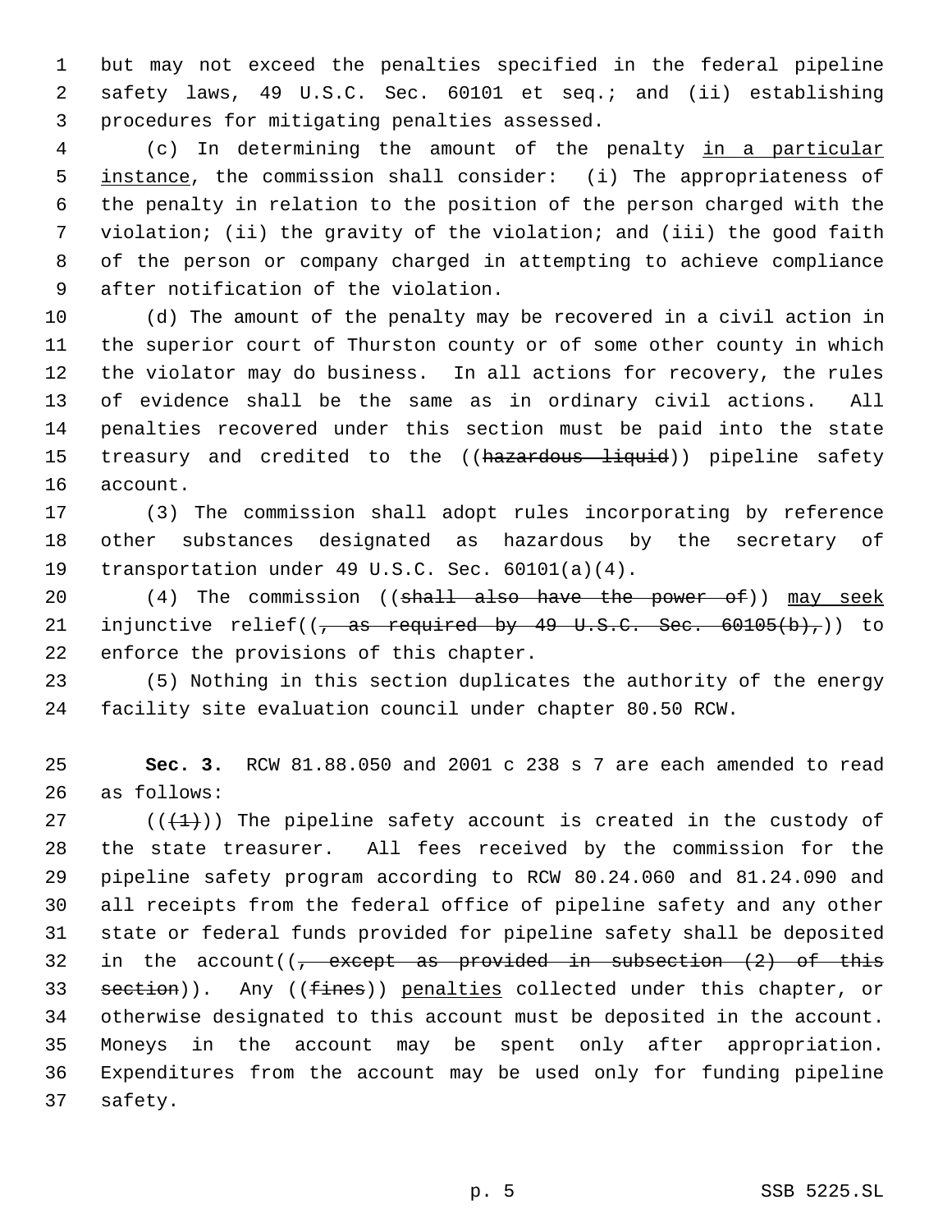but may not exceed the penalties specified in the federal pipeline safety laws, 49 U.S.C. Sec. 60101 et seq.; and (ii) establishing procedures for mitigating penalties assessed.

(c) In determining the amount of the penalty <u>in a particular instance</u>, the commission shall consider: (i) The appropriateness of the penalty in relation to the position of the person charged with the violation; (ii) the gravity of the violation; and (iii) the good faith of the person or company charged in attempting to achieve compliance after notification of the violation.

(d) The amount of the penalty may be recovered in a civil action in the superior court of Thurston county or of some other county in which the violator may do business. In all actions for recovery, the rules of evidence shall be the same as in ordinary civil actions. All penalties recovered under this section must be paid into the state treasury and credited to the ((~~hazardous liquid~~)) pipeline safety account.

(3) The commission shall adopt rules incorporating by reference other substances designated as hazardous by the secretary of transportation under 49 U.S.C. Sec. 60101(a)(4).

(4) The commission ((~~shall also have the power of~~)) <u>may seek</u> injunctive relief((~~, as required by 49 U.S.C. Sec. 60105(b),~~)) to enforce the provisions of this chapter.

(5) Nothing in this section duplicates the authority of the energy facility site evaluation council under chapter 80.50 RCW.

**Sec. 3.** RCW 81.88.050 and 2001 c 238 s 7 are each amended to read as follows:

((~~(1)~~)) The pipeline safety account is created in the custody of the state treasurer. All fees received by the commission for the pipeline safety program according to RCW 80.24.060 and 81.24.090 and all receipts from the federal office of pipeline safety and any other state or federal funds provided for pipeline safety shall be deposited in the account((~~, except as provided in subsection (2) of this section~~)). Any ((~~fines~~)) <u>penalties</u> collected under this chapter, or otherwise designated to this account must be deposited in the account. Moneys in the account may be spent only after appropriation. Expenditures from the account may be used only for funding pipeline safety.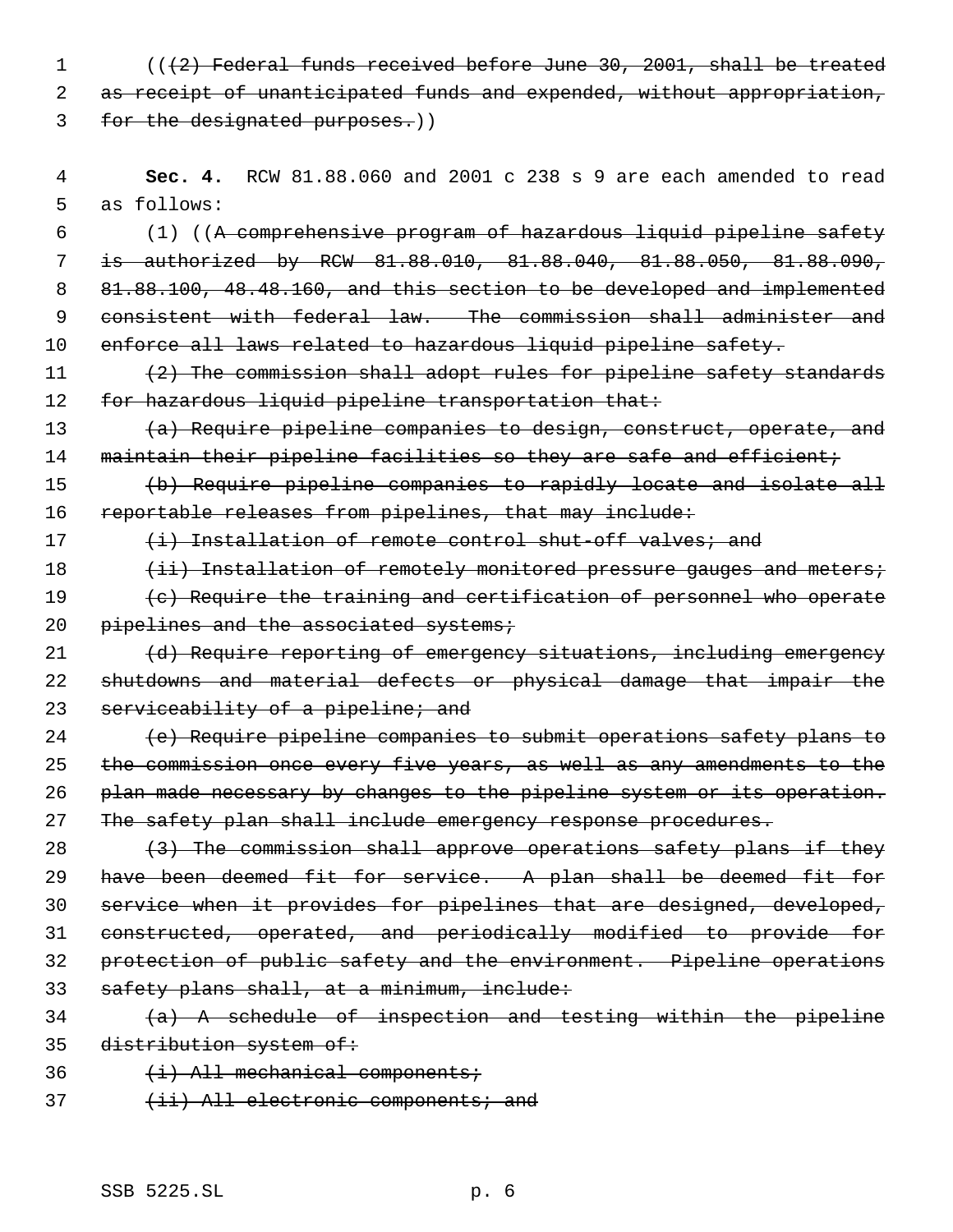(((2) Federal funds received before June 30, 2001, shall be treated as receipt of unanticipated funds and expended, without appropriation, for the designated purposes.))

**Sec. 4.** RCW 81.88.060 and 2001 c 238 s 9 are each amended to read as follows:

(1) ((A comprehensive program of hazardous liquid pipeline safety is authorized by RCW 81.88.010, 81.88.040, 81.88.050, 81.88.090, 81.88.100, 48.48.160, and this section to be developed and implemented consistent with federal law. The commission shall administer and enforce all laws related to hazardous liquid pipeline safety.

(2) The commission shall adopt rules for pipeline safety standards for hazardous liquid pipeline transportation that:

(a) Require pipeline companies to design, construct, operate, and maintain their pipeline facilities so they are safe and efficient;

(b) Require pipeline companies to rapidly locate and isolate all reportable releases from pipelines, that may include:

(i) Installation of remote control shut-off valves; and

(ii) Installation of remotely monitored pressure gauges and meters;

(c) Require the training and certification of personnel who operate pipelines and the associated systems;

(d) Require reporting of emergency situations, including emergency shutdowns and material defects or physical damage that impair the serviceability of a pipeline; and

(e) Require pipeline companies to submit operations safety plans to the commission once every five years, as well as any amendments to the plan made necessary by changes to the pipeline system or its operation. The safety plan shall include emergency response procedures.

(3) The commission shall approve operations safety plans if they have been deemed fit for service. A plan shall be deemed fit for service when it provides for pipelines that are designed, developed, constructed, operated, and periodically modified to provide for protection of public safety and the environment. Pipeline operations safety plans shall, at a minimum, include:

(a) A schedule of inspection and testing within the pipeline distribution system of:

(i) All mechanical components;

(ii) All electronic components; and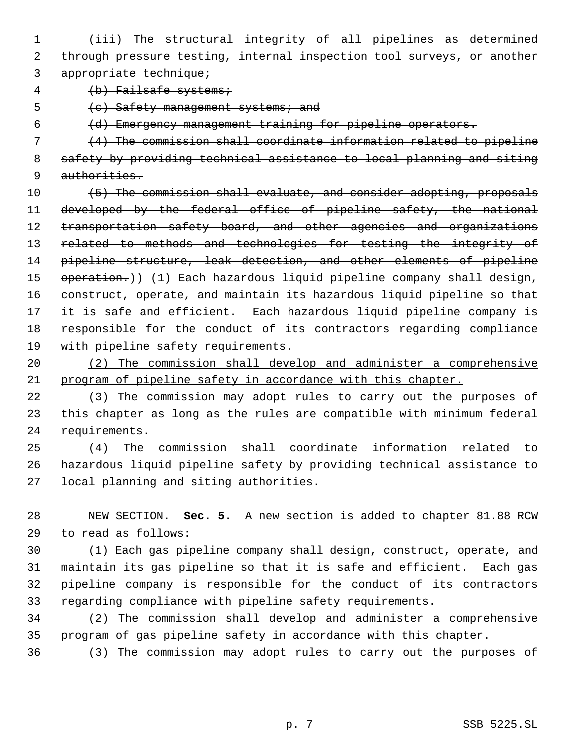~~(iii) The structural integrity of all pipelines as determined through pressure testing, internal inspection tool surveys, or another appropriate technique;~~

~~(b) Failsafe systems;~~

~~(c) Safety management systems; and~~

~~(d) Emergency management training for pipeline operators.~~

~~(4) The commission shall coordinate information related to pipeline safety by providing technical assistance to local planning and siting authorities.~~

~~(5) The commission shall evaluate, and consider adopting, proposals developed by the federal office of pipeline safety, the national transportation safety board, and other agencies and organizations related to methods and technologies for testing the integrity of pipeline structure, leak detection, and other elements of pipeline operation.~~)) <u>(1) Each hazardous liquid pipeline company shall design, construct, operate, and maintain its hazardous liquid pipeline so that it is safe and efficient. Each hazardous liquid pipeline company is responsible for the conduct of its contractors regarding compliance with pipeline safety requirements.</u>

<u>(2) The commission shall develop and administer a comprehensive program of pipeline safety in accordance with this chapter.</u>

<u>(3) The commission may adopt rules to carry out the purposes of this chapter as long as the rules are compatible with minimum federal requirements.</u>

<u>(4) The commission shall coordinate information related to hazardous liquid pipeline safety by providing technical assistance to local planning and siting authorities.</u>

<u>NEW SECTION.</u> **Sec. 5.** A new section is added to chapter 81.88 RCW to read as follows:

(1) Each gas pipeline company shall design, construct, operate, and maintain its gas pipeline so that it is safe and efficient. Each gas pipeline company is responsible for the conduct of its contractors regarding compliance with pipeline safety requirements.

(2) The commission shall develop and administer a comprehensive program of gas pipeline safety in accordance with this chapter.

(3) The commission may adopt rules to carry out the purposes of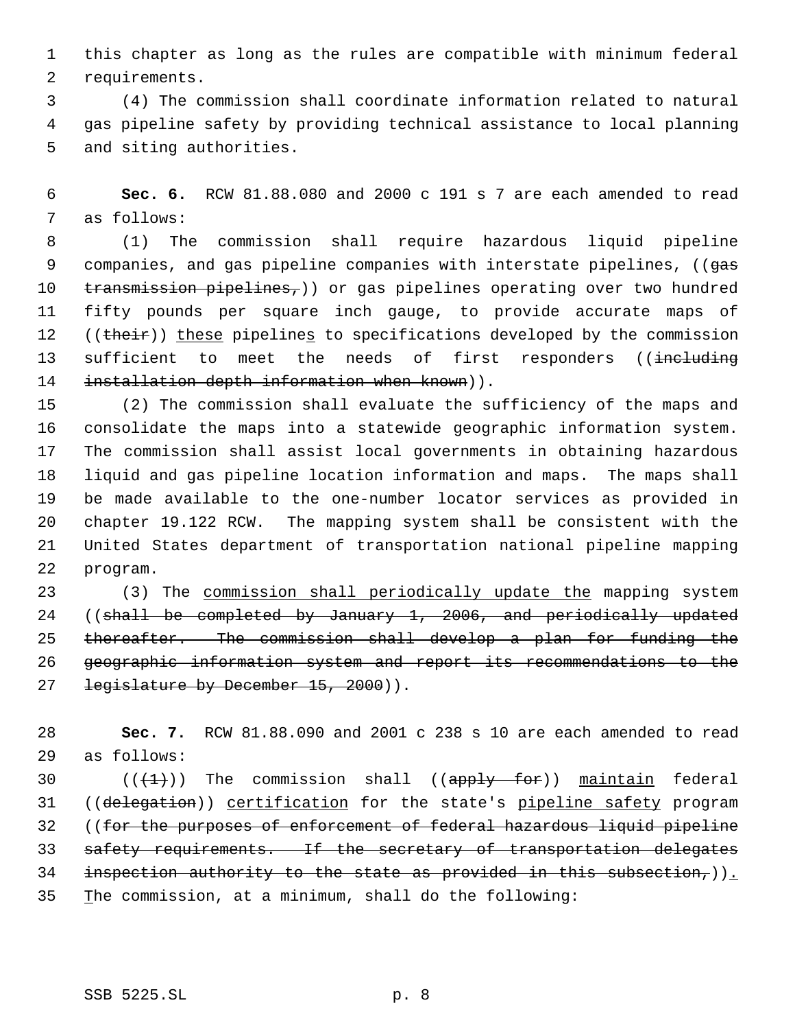this chapter as long as the rules are compatible with minimum federal requirements.

(4) The commission shall coordinate information related to natural gas pipeline safety by providing technical assistance to local planning and siting authorities.

**Sec. 6.** RCW 81.88.080 and 2000 c 191 s 7 are each amended to read as follows:

(1) The commission shall require hazardous liquid pipeline companies, and gas pipeline companies with interstate pipelines, ((~~gas transmission pipelines,~~)) or gas pipelines operating over two hundred fifty pounds per square inch gauge, to provide accurate maps of ((~~their~~)) these pipelines to specifications developed by the commission sufficient to meet the needs of first responders ((~~including installation depth information when known~~)).

(2) The commission shall evaluate the sufficiency of the maps and consolidate the maps into a statewide geographic information system. The commission shall assist local governments in obtaining hazardous liquid and gas pipeline location information and maps. The maps shall be made available to the one-number locator services as provided in chapter 19.122 RCW. The mapping system shall be consistent with the United States department of transportation national pipeline mapping program.

(3) The commission shall periodically update the mapping system ((~~shall be completed by January 1, 2006, and periodically updated thereafter. The commission shall develop a plan for funding the geographic information system and report its recommendations to the legislature by December 15, 2000~~)).

**Sec. 7.** RCW 81.88.090 and 2001 c 238 s 10 are each amended to read as follows:

((~~(1)~~)) The commission shall ((~~apply for~~)) maintain federal ((~~delegation~~)) certification for the state's pipeline safety program ((~~for the purposes of enforcement of federal hazardous liquid pipeline safety requirements. If the secretary of transportation delegates inspection authority to the state as provided in this subsection,~~)). The commission, at a minimum, shall do the following: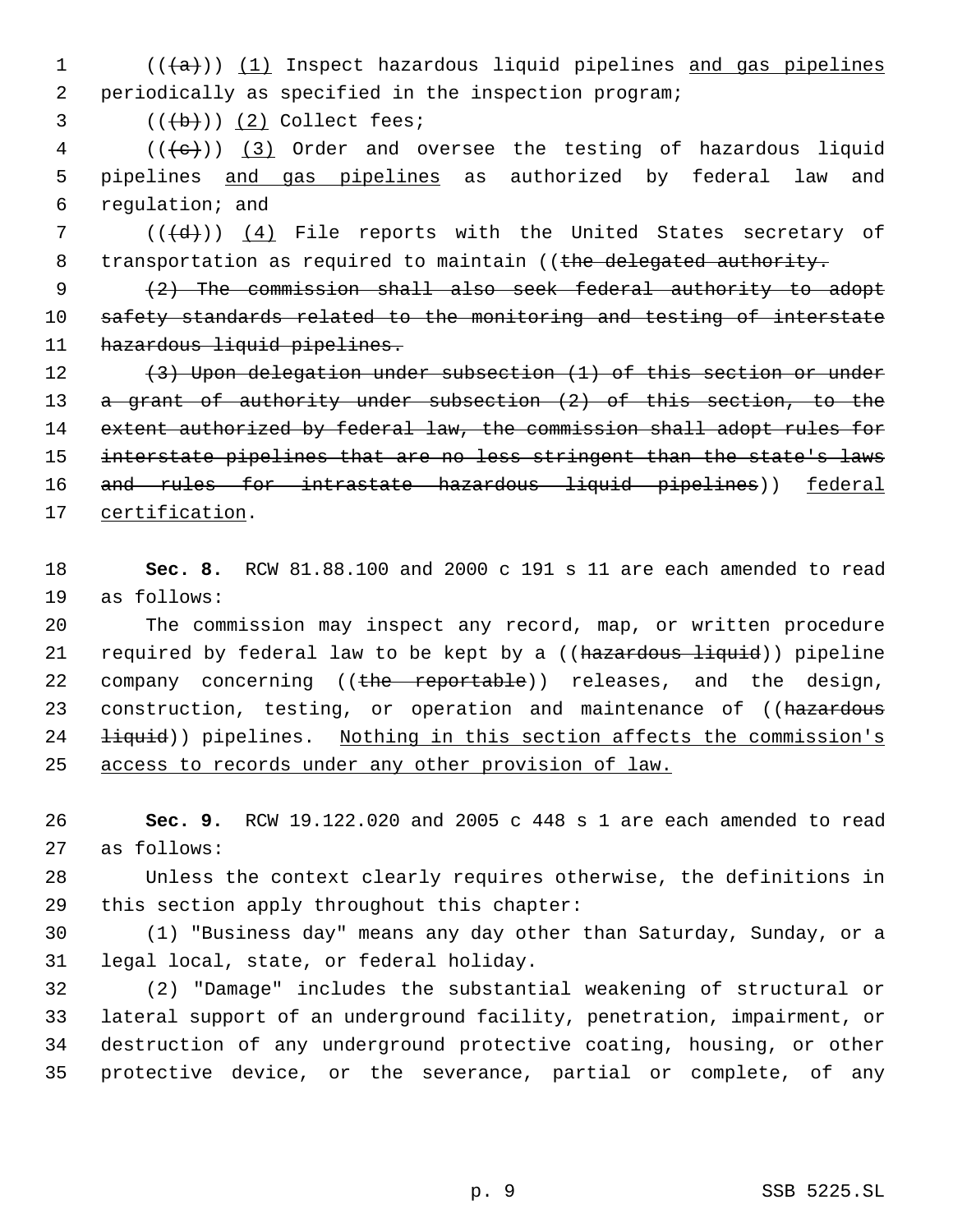(((a))) (1) Inspect hazardous liquid pipelines and gas pipelines periodically as specified in the inspection program;

(((b))) (2) Collect fees;

(((c))) (3) Order and oversee the testing of hazardous liquid pipelines and gas pipelines as authorized by federal law and regulation; and

(((d))) (4) File reports with the United States secretary of transportation as required to maintain ((~~the delegated authority.~~

~~(2) The commission shall also seek federal authority to adopt safety standards related to the monitoring and testing of interstate hazardous liquid pipelines.~~

~~(3) Upon delegation under subsection (1) of this section or under a grant of authority under subsection (2) of this section, to the extent authorized by federal law, the commission shall adopt rules for interstate pipelines that are no less stringent than the state's laws and rules for intrastate hazardous liquid pipelines~~)) federal certification.

**Sec. 8.** RCW 81.88.100 and 2000 c 191 s 11 are each amended to read as follows:

The commission may inspect any record, map, or written procedure required by federal law to be kept by a ((~~hazardous liquid~~)) pipeline company concerning ((~~the reportable~~)) releases, and the design, construction, testing, or operation and maintenance of ((~~hazardous liquid~~)) pipelines. Nothing in this section affects the commission's access to records under any other provision of law.

**Sec. 9.** RCW 19.122.020 and 2005 c 448 s 1 are each amended to read as follows:

Unless the context clearly requires otherwise, the definitions in this section apply throughout this chapter:

(1) "Business day" means any day other than Saturday, Sunday, or a legal local, state, or federal holiday.

(2) "Damage" includes the substantial weakening of structural or lateral support of an underground facility, penetration, impairment, or destruction of any underground protective coating, housing, or other protective device, or the severance, partial or complete, of any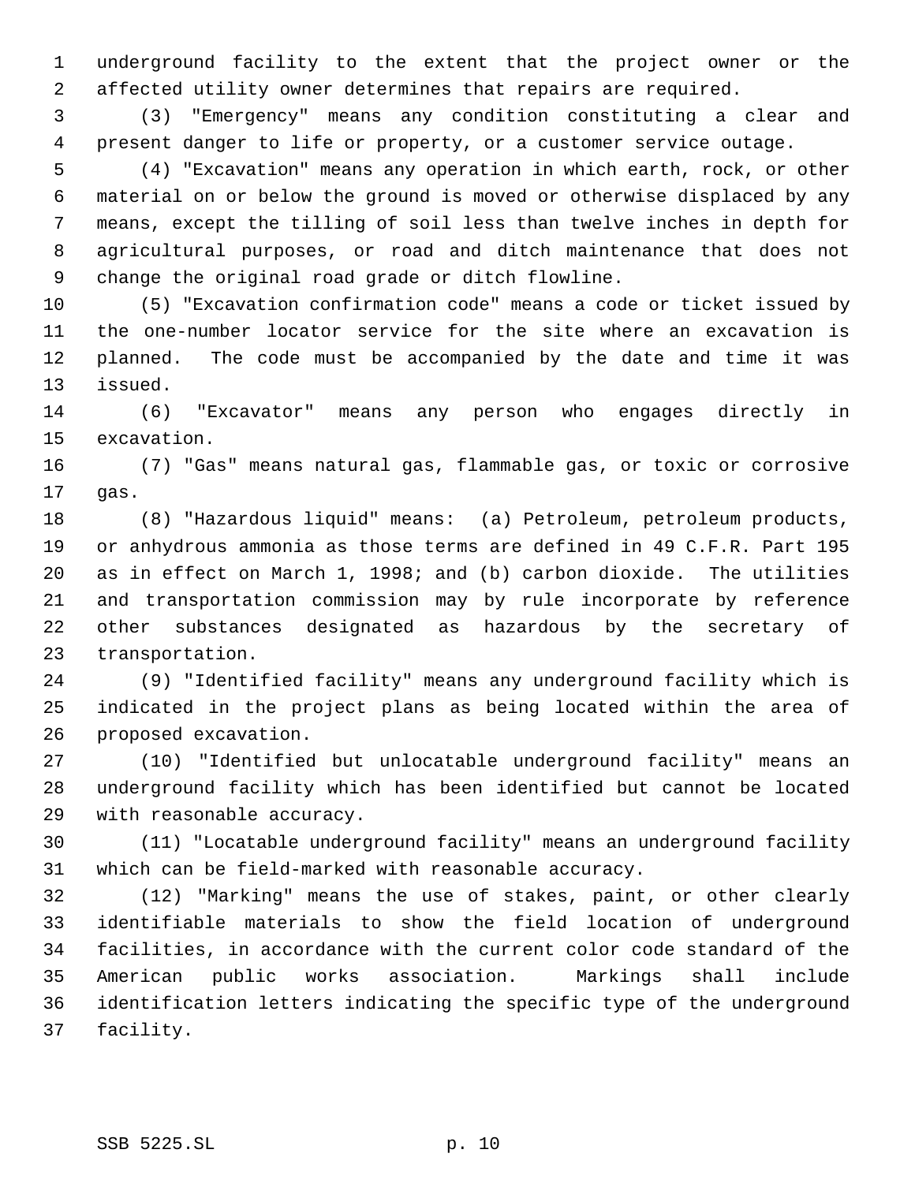underground facility to the extent that the project owner or the affected utility owner determines that repairs are required.

(3) "Emergency" means any condition constituting a clear and present danger to life or property, or a customer service outage.

(4) "Excavation" means any operation in which earth, rock, or other material on or below the ground is moved or otherwise displaced by any means, except the tilling of soil less than twelve inches in depth for agricultural purposes, or road and ditch maintenance that does not change the original road grade or ditch flowline.

(5) "Excavation confirmation code" means a code or ticket issued by the one-number locator service for the site where an excavation is planned. The code must be accompanied by the date and time it was issued.

(6) "Excavator" means any person who engages directly in excavation.

(7) "Gas" means natural gas, flammable gas, or toxic or corrosive gas.

(8) "Hazardous liquid" means: (a) Petroleum, petroleum products, or anhydrous ammonia as those terms are defined in 49 C.F.R. Part 195 as in effect on March 1, 1998; and (b) carbon dioxide. The utilities and transportation commission may by rule incorporate by reference other substances designated as hazardous by the secretary of transportation.

(9) "Identified facility" means any underground facility which is indicated in the project plans as being located within the area of proposed excavation.

(10) "Identified but unlocatable underground facility" means an underground facility which has been identified but cannot be located with reasonable accuracy.

(11) "Locatable underground facility" means an underground facility which can be field-marked with reasonable accuracy.

(12) "Marking" means the use of stakes, paint, or other clearly identifiable materials to show the field location of underground facilities, in accordance with the current color code standard of the American public works association. Markings shall include identification letters indicating the specific type of the underground facility.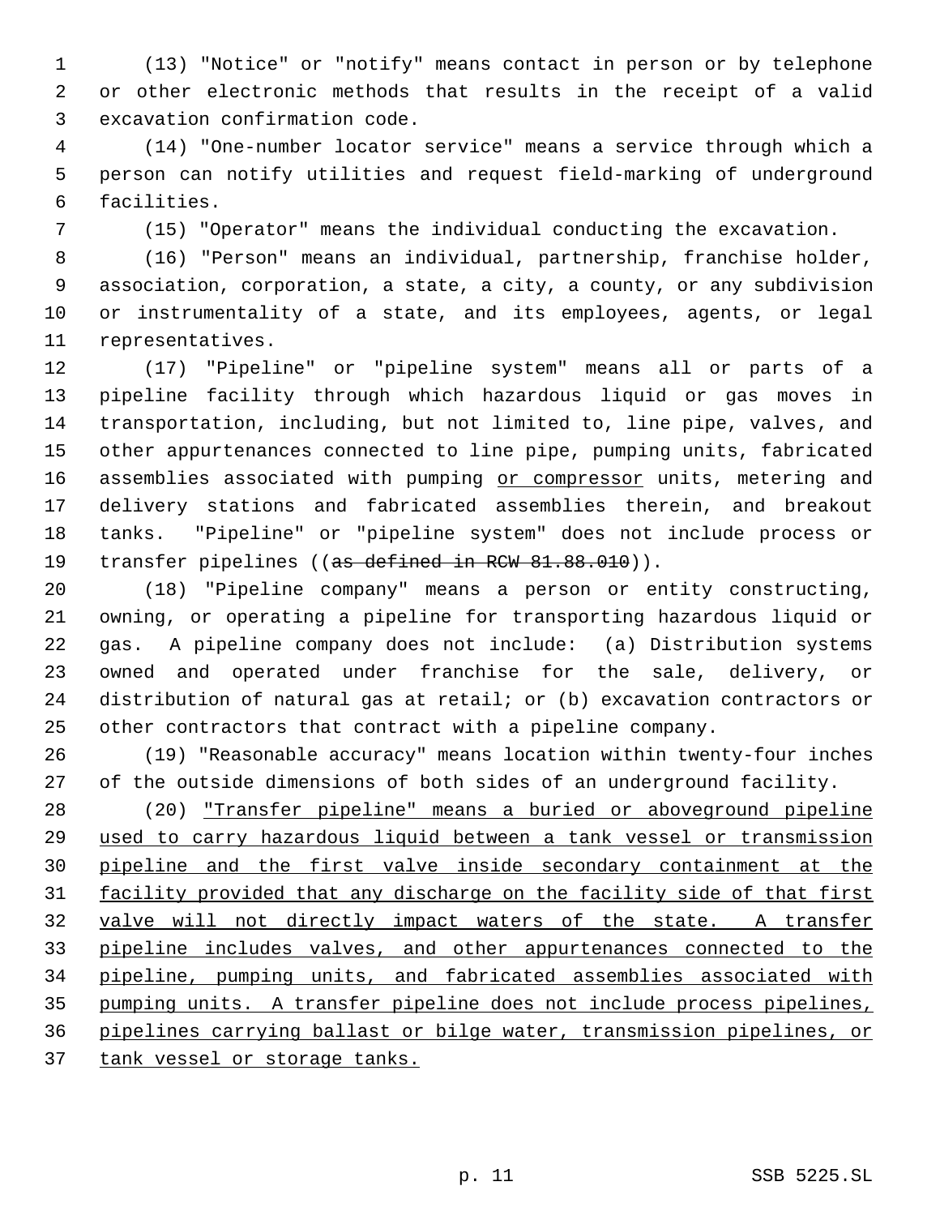(13) "Notice" or "notify" means contact in person or by telephone or other electronic methods that results in the receipt of a valid excavation confirmation code.

(14) "One-number locator service" means a service through which a person can notify utilities and request field-marking of underground facilities.

(15) "Operator" means the individual conducting the excavation.

(16) "Person" means an individual, partnership, franchise holder, association, corporation, a state, a city, a county, or any subdivision or instrumentality of a state, and its employees, agents, or legal representatives.

(17) "Pipeline" or "pipeline system" means all or parts of a pipeline facility through which hazardous liquid or gas moves in transportation, including, but not limited to, line pipe, valves, and other appurtenances connected to line pipe, pumping units, fabricated assemblies associated with pumping <u>or compressor</u> units, metering and delivery stations and fabricated assemblies therein, and breakout tanks. "Pipeline" or "pipeline system" does not include process or transfer pipelines ((~~as defined in RCW 81.88.010~~)).

(18) "Pipeline company" means a person or entity constructing, owning, or operating a pipeline for transporting hazardous liquid or gas. A pipeline company does not include: (a) Distribution systems owned and operated under franchise for the sale, delivery, or distribution of natural gas at retail; or (b) excavation contractors or other contractors that contract with a pipeline company.

(19) "Reasonable accuracy" means location within twenty-four inches of the outside dimensions of both sides of an underground facility.

(20) <u>"Transfer pipeline" means a buried or aboveground pipeline used to carry hazardous liquid between a tank vessel or transmission pipeline and the first valve inside secondary containment at the facility provided that any discharge on the facility side of that first valve will not directly impact waters of the state. A transfer pipeline includes valves, and other appurtenances connected to the pipeline, pumping units, and fabricated assemblies associated with pumping units. A transfer pipeline does not include process pipelines, pipelines carrying ballast or bilge water, transmission pipelines, or tank vessel or storage tanks.</u>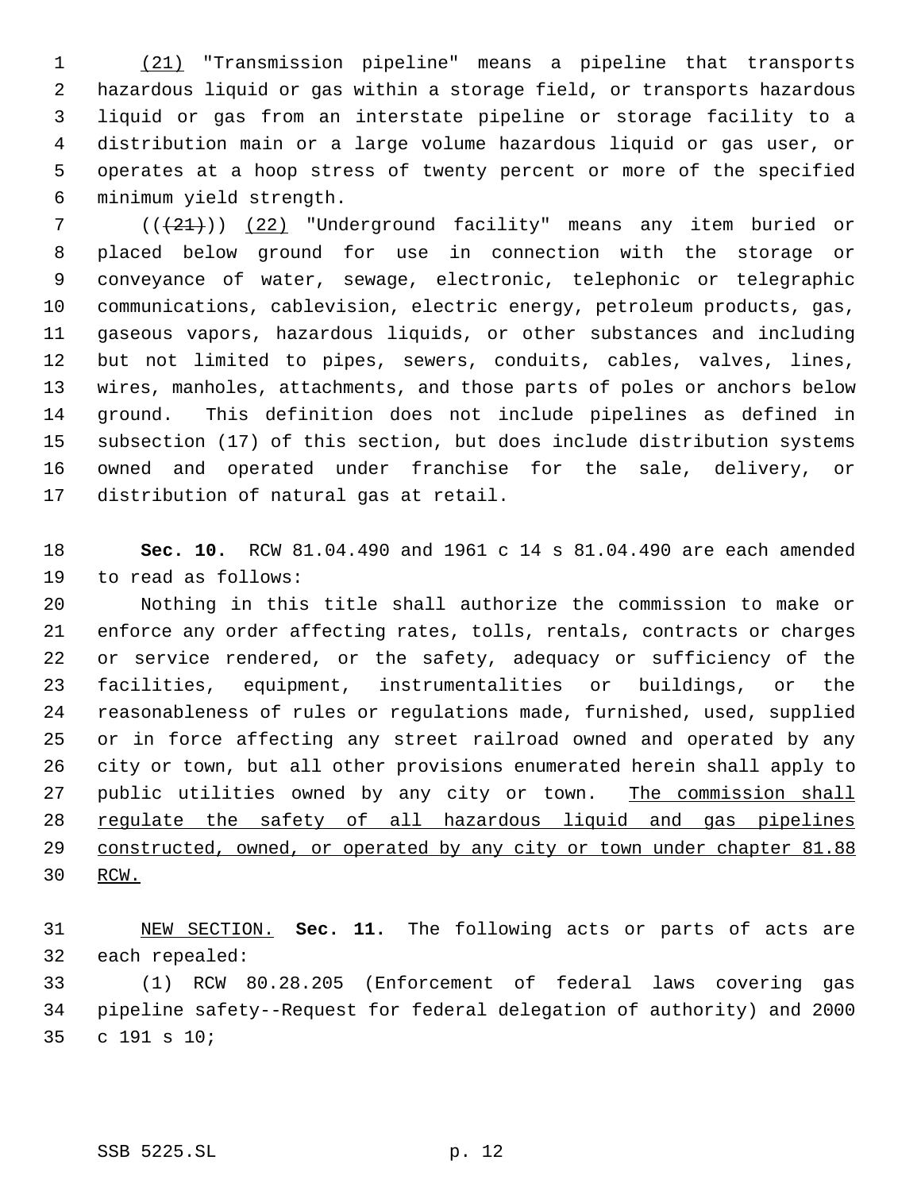(21) "Transmission pipeline" means a pipeline that transports hazardous liquid or gas within a storage field, or transports hazardous liquid or gas from an interstate pipeline or storage facility to a distribution main or a large volume hazardous liquid or gas user, or operates at a hoop stress of twenty percent or more of the specified minimum yield strength.

((~~(21)~~)) (22) "Underground facility" means any item buried or placed below ground for use in connection with the storage or conveyance of water, sewage, electronic, telephonic or telegraphic communications, cablevision, electric energy, petroleum products, gas, gaseous vapors, hazardous liquids, or other substances and including but not limited to pipes, sewers, conduits, cables, valves, lines, wires, manholes, attachments, and those parts of poles or anchors below ground. This definition does not include pipelines as defined in subsection (17) of this section, but does include distribution systems owned and operated under franchise for the sale, delivery, or distribution of natural gas at retail.

**Sec. 10.** RCW 81.04.490 and 1961 c 14 s 81.04.490 are each amended to read as follows:

Nothing in this title shall authorize the commission to make or enforce any order affecting rates, tolls, rentals, contracts or charges or service rendered, or the safety, adequacy or sufficiency of the facilities, equipment, instrumentalities or buildings, or the reasonableness of rules or regulations made, furnished, used, supplied or in force affecting any street railroad owned and operated by any city or town, but all other provisions enumerated herein shall apply to public utilities owned by any city or town. The commission shall regulate the safety of all hazardous liquid and gas pipelines constructed, owned, or operated by any city or town under chapter 81.88 RCW.

NEW SECTION. **Sec. 11.** The following acts or parts of acts are each repealed:

(1) RCW 80.28.205 (Enforcement of federal laws covering gas pipeline safety--Request for federal delegation of authority) and 2000 c 191 s 10;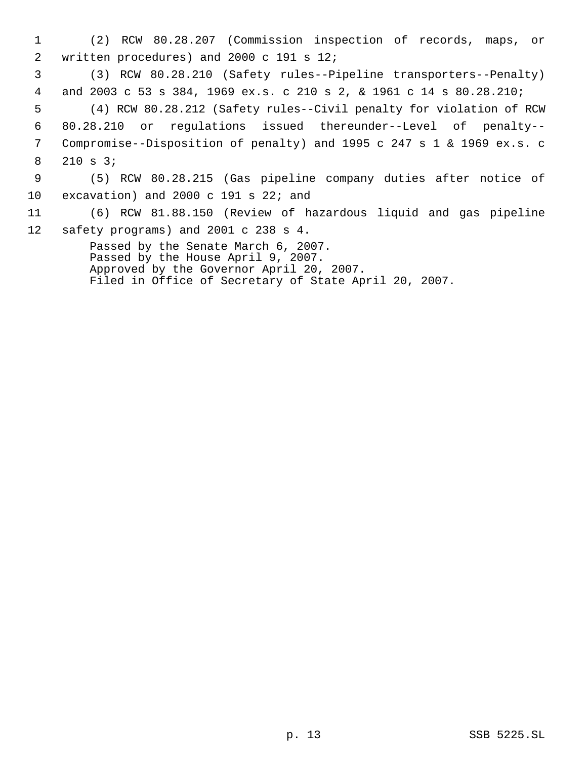(2) RCW 80.28.207 (Commission inspection of records, maps, or written procedures) and 2000 c 191 s 12;

(3) RCW 80.28.210 (Safety rules--Pipeline transporters--Penalty) and 2003 c 53 s 384, 1969 ex.s. c 210 s 2, & 1961 c 14 s 80.28.210;

(4) RCW 80.28.212 (Safety rules--Civil penalty for violation of RCW 80.28.210 or regulations issued thereunder--Level of penalty--Compromise--Disposition of penalty) and 1995 c 247 s 1 & 1969 ex.s. c 210 s 3;

(5) RCW 80.28.215 (Gas pipeline company duties after notice of excavation) and 2000 c 191 s 22; and

(6) RCW 81.88.150 (Review of hazardous liquid and gas pipeline safety programs) and 2001 c 238 s 4.

Passed by the Senate March 6, 2007.
Passed by the House April 9, 2007.
Approved by the Governor April 20, 2007.
Filed in Office of Secretary of State April 20, 2007.